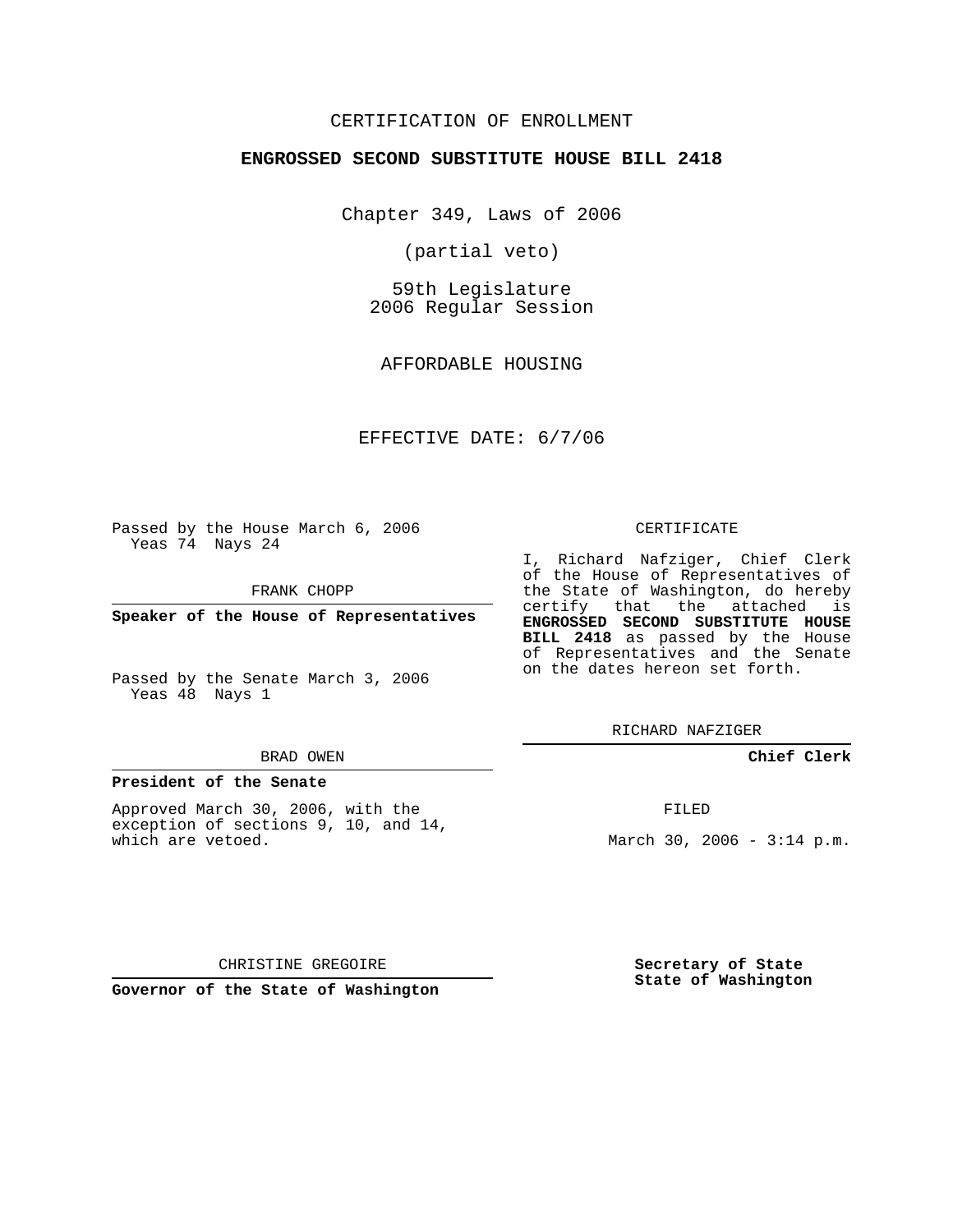CERTIFICATION OF ENROLLMENT

**ENGROSSED SECOND SUBSTITUTE HOUSE BILL 2418**

Chapter 349, Laws of 2006

(partial veto)

59th Legislature
2006 Regular Session

AFFORDABLE HOUSING

EFFECTIVE DATE: 6/7/06

Passed by the House March 6, 2006
Yeas 74 Nays 24

FRANK CHOPP

**Speaker of the House of Representatives**

Passed by the Senate March 3, 2006
Yeas 48 Nays 1

BRAD OWEN

**President of the Senate**

Approved March 30, 2006, with the exception of sections 9, 10, and 14, which are vetoed.

CHRISTINE GREGOIRE

**Governor of the State of Washington**

CERTIFICATE

I, Richard Nafziger, Chief Clerk of the House of Representatives of the State of Washington, do hereby certify that the attached is **ENGROSSED SECOND SUBSTITUTE HOUSE BILL 2418** as passed by the House of Representatives and the Senate on the dates hereon set forth.

RICHARD NAFZIGER

**Chief Clerk**

FILED

March 30, 2006 - 3:14 p.m.

**Secretary of State**
**State of Washington**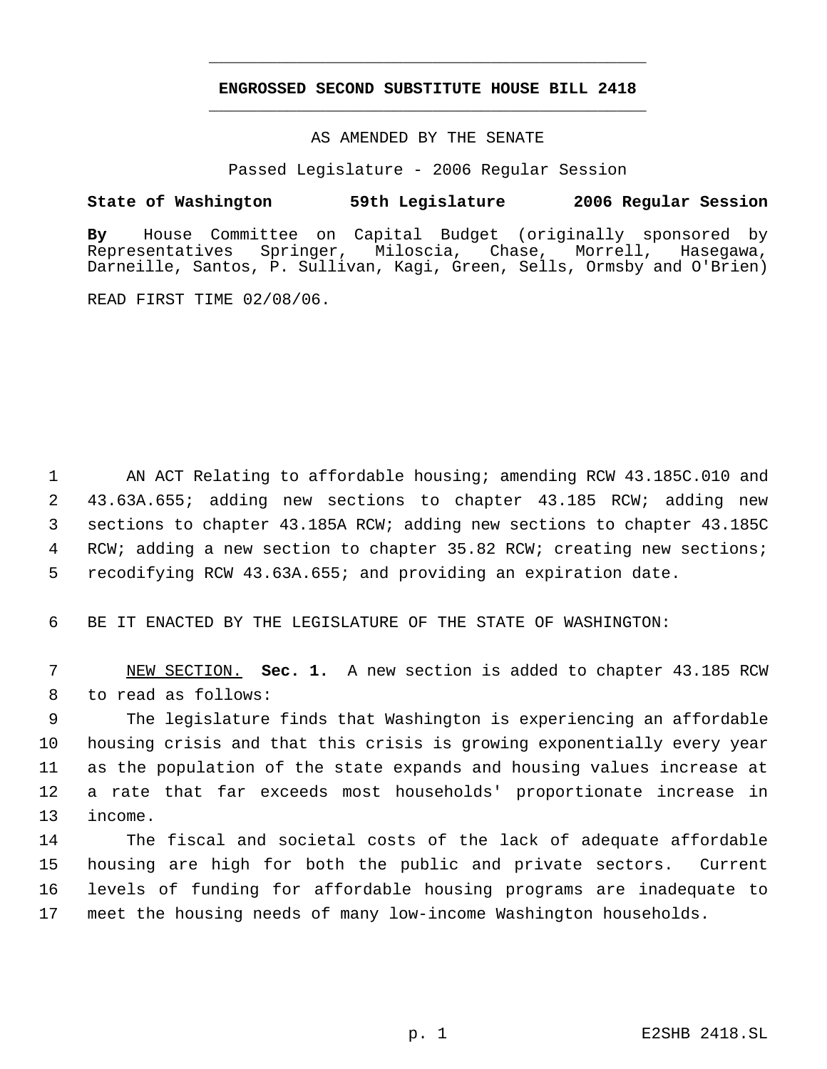# ENGROSSED SECOND SUBSTITUTE HOUSE BILL 2418

AS AMENDED BY THE SENATE

Passed Legislature - 2006 Regular Session

**State of Washington 59th Legislature 2006 Regular Session**

**By** House Committee on Capital Budget (originally sponsored by Representatives Springer, Miloscia, Chase, Morrell, Hasegawa, Darneille, Santos, P. Sullivan, Kagi, Green, Sells, Ormsby and O'Brien)

READ FIRST TIME 02/08/06.

AN ACT Relating to affordable housing; amending RCW 43.185C.010 and 43.63A.655; adding new sections to chapter 43.185 RCW; adding new sections to chapter 43.185A RCW; adding new sections to chapter 43.185C RCW; adding a new section to chapter 35.82 RCW; creating new sections; recodifying RCW 43.63A.655; and providing an expiration date.

BE IT ENACTED BY THE LEGISLATURE OF THE STATE OF WASHINGTON:

NEW SECTION. **Sec. 1.** A new section is added to chapter 43.185 RCW to read as follows:

The legislature finds that Washington is experiencing an affordable housing crisis and that this crisis is growing exponentially every year as the population of the state expands and housing values increase at a rate that far exceeds most households' proportionate increase in income.

The fiscal and societal costs of the lack of adequate affordable housing are high for both the public and private sectors. Current levels of funding for affordable housing programs are inadequate to meet the housing needs of many low-income Washington households.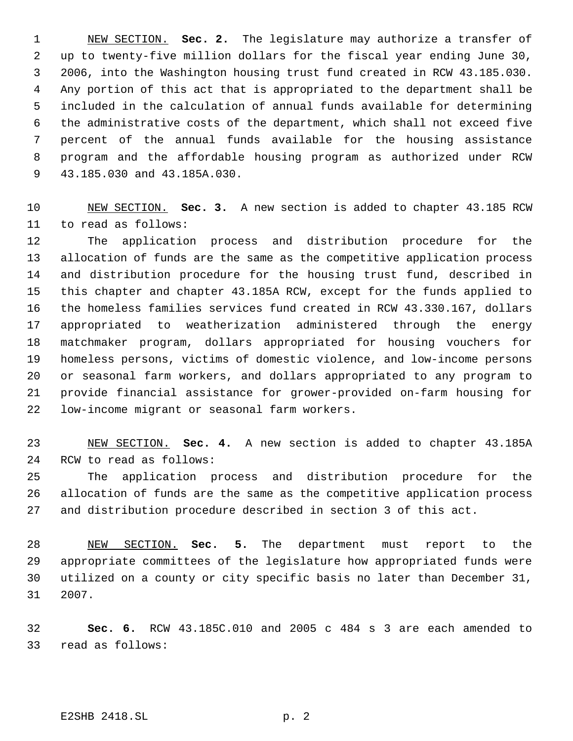NEW SECTION. **Sec. 2.** The legislature may authorize a transfer of up to twenty-five million dollars for the fiscal year ending June 30, 2006, into the Washington housing trust fund created in RCW 43.185.030. Any portion of this act that is appropriated to the department shall be included in the calculation of annual funds available for determining the administrative costs of the department, which shall not exceed five percent of the annual funds available for the housing assistance program and the affordable housing program as authorized under RCW 43.185.030 and 43.185A.030.

NEW SECTION. **Sec. 3.** A new section is added to chapter 43.185 RCW to read as follows:

The application process and distribution procedure for the allocation of funds are the same as the competitive application process and distribution procedure for the housing trust fund, described in this chapter and chapter 43.185A RCW, except for the funds applied to the homeless families services fund created in RCW 43.330.167, dollars appropriated to weatherization administered through the energy matchmaker program, dollars appropriated for housing vouchers for homeless persons, victims of domestic violence, and low-income persons or seasonal farm workers, and dollars appropriated to any program to provide financial assistance for grower-provided on-farm housing for low-income migrant or seasonal farm workers.

NEW SECTION. **Sec. 4.** A new section is added to chapter 43.185A RCW to read as follows:

The application process and distribution procedure for the allocation of funds are the same as the competitive application process and distribution procedure described in section 3 of this act.

NEW SECTION. **Sec. 5.** The department must report to the appropriate committees of the legislature how appropriated funds were utilized on a county or city specific basis no later than December 31, 2007.

**Sec. 6.** RCW 43.185C.010 and 2005 c 484 s 3 are each amended to read as follows: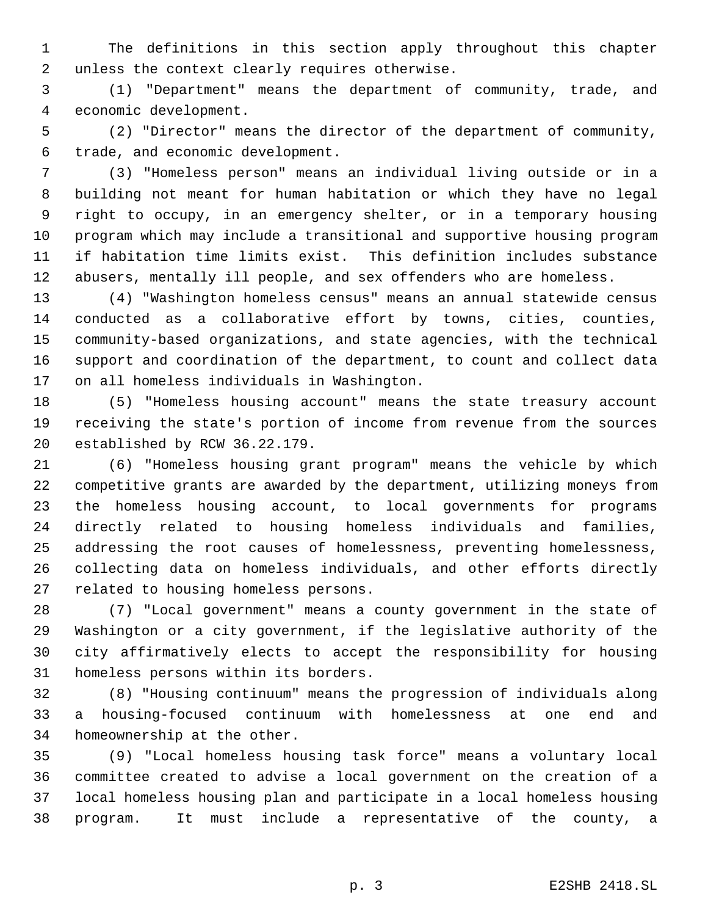The definitions in this section apply throughout this chapter unless the context clearly requires otherwise.

(1) "Department" means the department of community, trade, and economic development.

(2) "Director" means the director of the department of community, trade, and economic development.

(3) "Homeless person" means an individual living outside or in a building not meant for human habitation or which they have no legal right to occupy, in an emergency shelter, or in a temporary housing program which may include a transitional and supportive housing program if habitation time limits exist. This definition includes substance abusers, mentally ill people, and sex offenders who are homeless.

(4) "Washington homeless census" means an annual statewide census conducted as a collaborative effort by towns, cities, counties, community-based organizations, and state agencies, with the technical support and coordination of the department, to count and collect data on all homeless individuals in Washington.

(5) "Homeless housing account" means the state treasury account receiving the state's portion of income from revenue from the sources established by RCW 36.22.179.

(6) "Homeless housing grant program" means the vehicle by which competitive grants are awarded by the department, utilizing moneys from the homeless housing account, to local governments for programs directly related to housing homeless individuals and families, addressing the root causes of homelessness, preventing homelessness, collecting data on homeless individuals, and other efforts directly related to housing homeless persons.

(7) "Local government" means a county government in the state of Washington or a city government, if the legislative authority of the city affirmatively elects to accept the responsibility for housing homeless persons within its borders.

(8) "Housing continuum" means the progression of individuals along a housing-focused continuum with homelessness at one end and homeownership at the other.

(9) "Local homeless housing task force" means a voluntary local committee created to advise a local government on the creation of a local homeless housing plan and participate in a local homeless housing program. It must include a representative of the county, a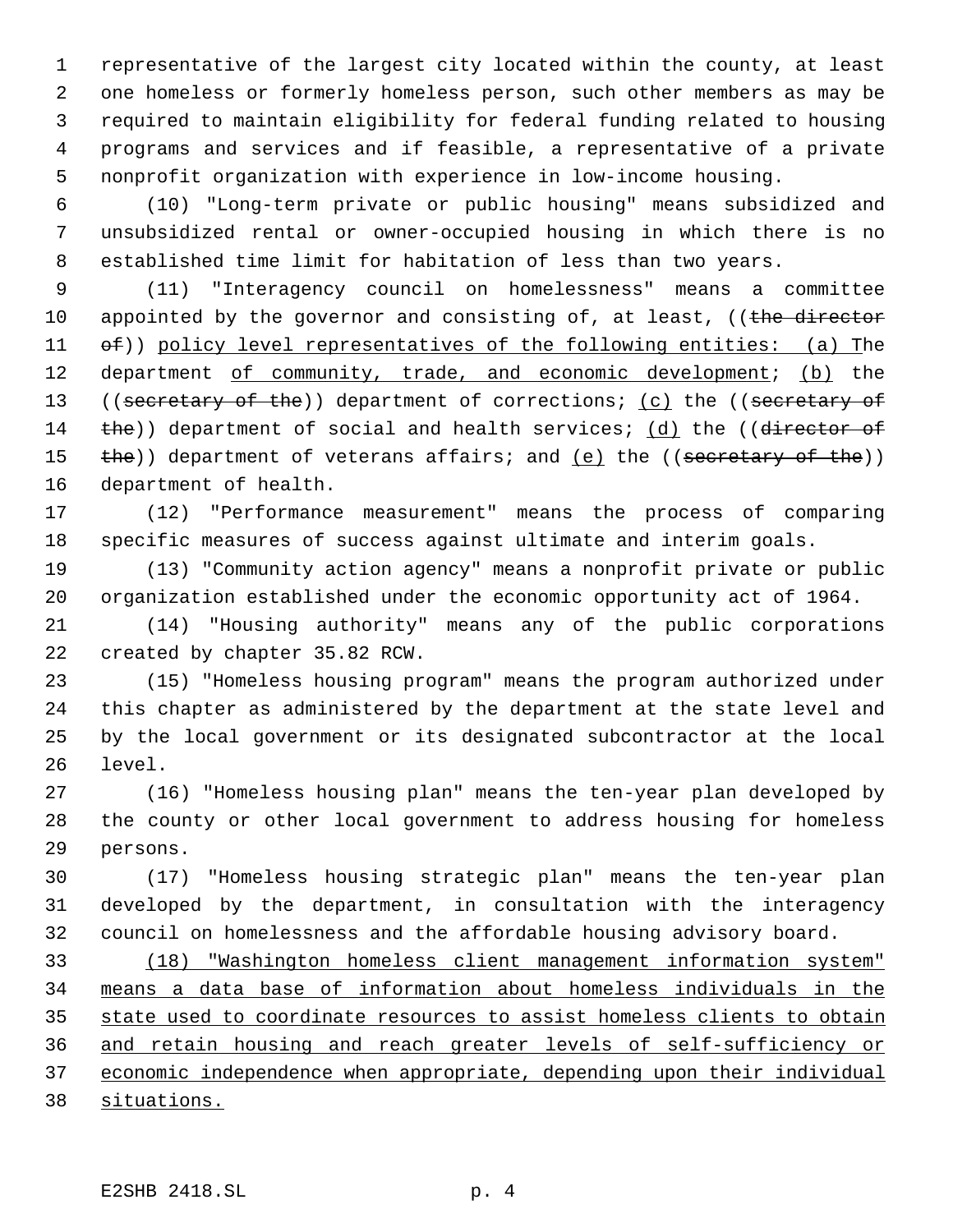representative of the largest city located within the county, at least one homeless or formerly homeless person, such other members as may be required to maintain eligibility for federal funding related to housing programs and services and if feasible, a representative of a private nonprofit organization with experience in low-income housing.

(10) "Long-term private or public housing" means subsidized and unsubsidized rental or owner-occupied housing in which there is no established time limit for habitation of less than two years.

(11) "Interagency council on homelessness" means a committee appointed by the governor and consisting of, at least, ((~~the director of~~)) <u>policy level representatives of the following entities: (a) The</u> department <u>of community, trade, and economic development</u>; <u>(b)</u> the ((~~secretary of the~~)) department of corrections; <u>(c)</u> the ((~~secretary of the~~)) department of social and health services; <u>(d)</u> the ((~~director of the~~)) department of veterans affairs; and <u>(e)</u> the ((~~secretary of the~~)) department of health.

(12) "Performance measurement" means the process of comparing specific measures of success against ultimate and interim goals.

(13) "Community action agency" means a nonprofit private or public organization established under the economic opportunity act of 1964.

(14) "Housing authority" means any of the public corporations created by chapter 35.82 RCW.

(15) "Homeless housing program" means the program authorized under this chapter as administered by the department at the state level and by the local government or its designated subcontractor at the local level.

(16) "Homeless housing plan" means the ten-year plan developed by the county or other local government to address housing for homeless persons.

(17) "Homeless housing strategic plan" means the ten-year plan developed by the department, in consultation with the interagency council on homelessness and the affordable housing advisory board.

<u>(18) "Washington homeless client management information system" means a data base of information about homeless individuals in the state used to coordinate resources to assist homeless clients to obtain and retain housing and reach greater levels of self-sufficiency or economic independence when appropriate, depending upon their individual situations.</u>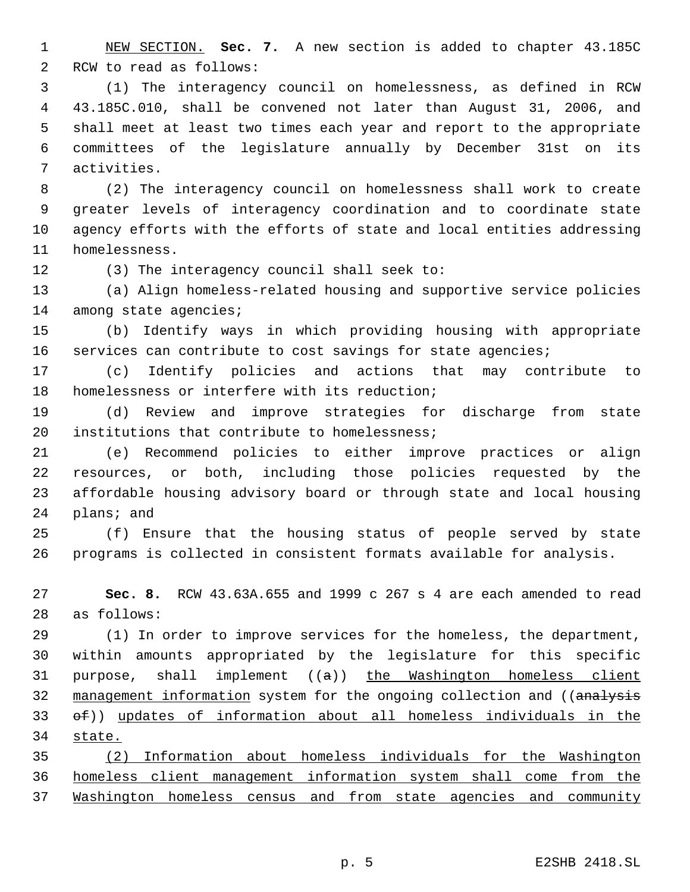NEW SECTION. **Sec. 7.** A new section is added to chapter 43.185C RCW to read as follows:

(1) The interagency council on homelessness, as defined in RCW 43.185C.010, shall be convened not later than August 31, 2006, and shall meet at least two times each year and report to the appropriate committees of the legislature annually by December 31st on its activities.

(2) The interagency council on homelessness shall work to create greater levels of interagency coordination and to coordinate state agency efforts with the efforts of state and local entities addressing homelessness.

(3) The interagency council shall seek to:

(a) Align homeless-related housing and supportive service policies among state agencies;

(b) Identify ways in which providing housing with appropriate services can contribute to cost savings for state agencies;

(c) Identify policies and actions that may contribute to homelessness or interfere with its reduction;

(d) Review and improve strategies for discharge from state institutions that contribute to homelessness;

(e) Recommend policies to either improve practices or align resources, or both, including those policies requested by the affordable housing advisory board or through state and local housing plans; and

(f) Ensure that the housing status of people served by state programs is collected in consistent formats available for analysis.

**Sec. 8.** RCW 43.63A.655 and 1999 c 267 s 4 are each amended to read as follows:

(1) In order to improve services for the homeless, the department, within amounts appropriated by the legislature for this specific purpose, shall implement ((~~a~~)) the Washington homeless client management information system for the ongoing collection and ((~~analysis of~~)) updates of information about all homeless individuals in the state.

(2) Information about homeless individuals for the Washington homeless client management information system shall come from the Washington homeless census and from state agencies and community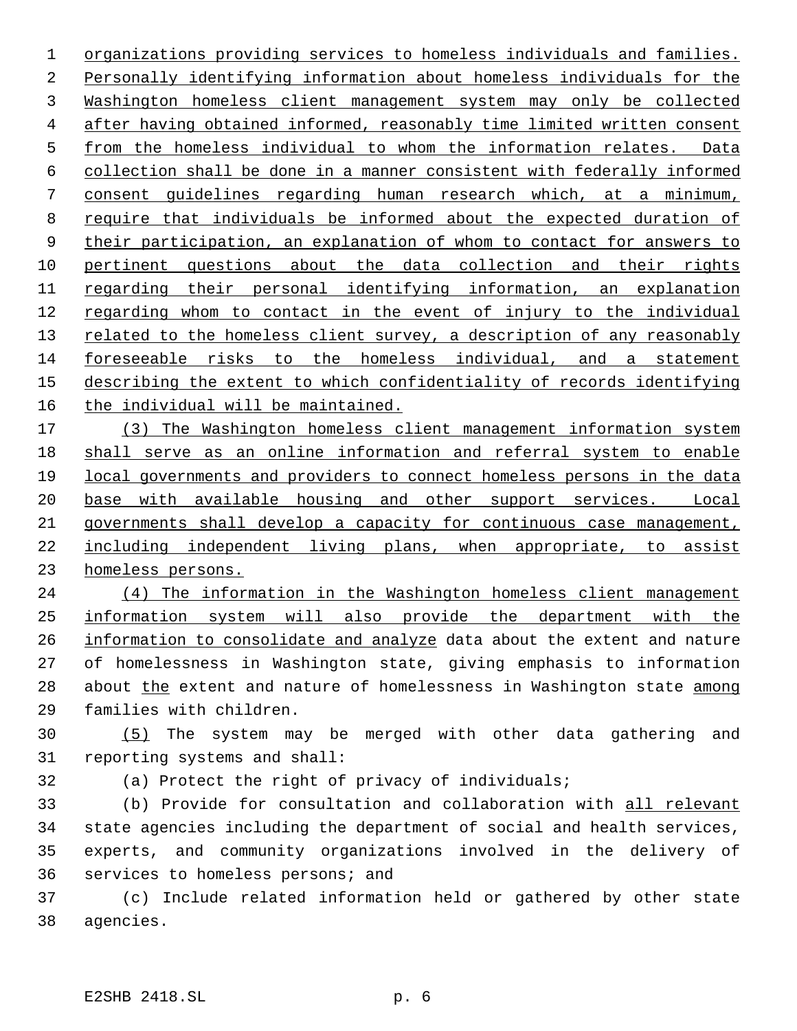organizations providing services to homeless individuals and families. Personally identifying information about homeless individuals for the Washington homeless client management system may only be collected after having obtained informed, reasonably time limited written consent from the homeless individual to whom the information relates. Data collection shall be done in a manner consistent with federally informed consent guidelines regarding human research which, at a minimum, require that individuals be informed about the expected duration of their participation, an explanation of whom to contact for answers to pertinent questions about the data collection and their rights regarding their personal identifying information, an explanation regarding whom to contact in the event of injury to the individual related to the homeless client survey, a description of any reasonably foreseeable risks to the homeless individual, and a statement describing the extent to which confidentiality of records identifying the individual will be maintained.

(3) The Washington homeless client management information system shall serve as an online information and referral system to enable local governments and providers to connect homeless persons in the data base with available housing and other support services. Local governments shall develop a capacity for continuous case management, including independent living plans, when appropriate, to assist homeless persons.

(4) The information in the Washington homeless client management information system will also provide the department with the information to consolidate and analyze data about the extent and nature of homelessness in Washington state, giving emphasis to information about the extent and nature of homelessness in Washington state among families with children.

(5) The system may be merged with other data gathering and reporting systems and shall:

(a) Protect the right of privacy of individuals;

(b) Provide for consultation and collaboration with all relevant state agencies including the department of social and health services, experts, and community organizations involved in the delivery of services to homeless persons; and

(c) Include related information held or gathered by other state agencies.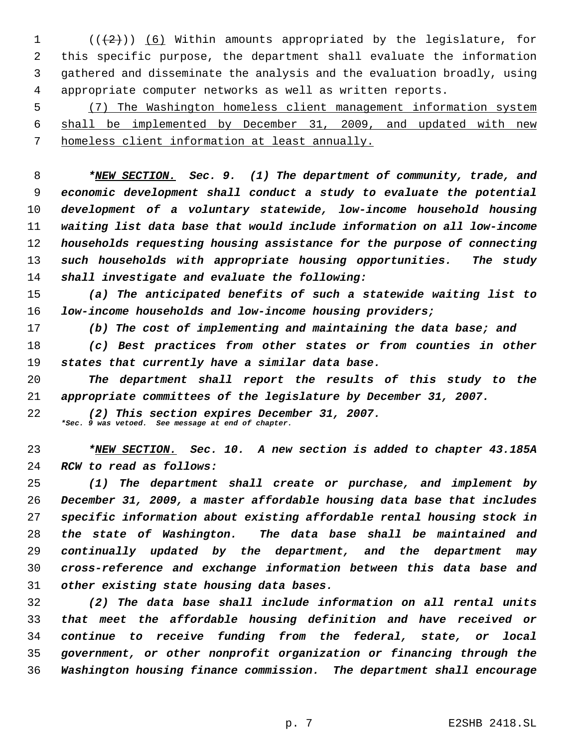(((2))) <u>(6)</u> Within amounts appropriated by the legislature, for this specific purpose, the department shall evaluate the information gathered and disseminate the analysis and the evaluation broadly, using appropriate computer networks as well as written reports.

<u>(7) The Washington homeless client management information system shall be implemented by December 31, 2009, and updated with new homeless client information at least annually.</u>

***<u>NEW SECTION.</u> Sec. 9. (1) The department of community, trade, and economic development shall conduct a study to evaluate the potential development of a voluntary statewide, low-income household housing waiting list data base that would include information on all low-income households requesting housing assistance for the purpose of connecting such households with appropriate housing opportunities. The study shall investigate and evaluate the following:***

***(a) The anticipated benefits of such a statewide waiting list to low-income households and low-income housing providers;***

***(b) The cost of implementing and maintaining the data base; and***

***(c) Best practices from other states or from counties in other states that currently have a similar data base.***

***The department shall report the results of this study to the appropriate committees of the legislature by December 31, 2007.***

***(2) This section expires December 31, 2007.***

***\*Sec. 9 was vetoed. See message at end of chapter.***

***<u>NEW SECTION.</u> Sec. 10. A new section is added to chapter 43.185A RCW to read as follows:***

***(1) The department shall create or purchase, and implement by December 31, 2009, a master affordable housing data base that includes specific information about existing affordable rental housing stock in the state of Washington. The data base shall be maintained and continually updated by the department, and the department may cross-reference and exchange information between this data base and other existing state housing data bases.***

***(2) The data base shall include information on all rental units that meet the affordable housing definition and have received or continue to receive funding from the federal, state, or local government, or other nonprofit organization or financing through the Washington housing finance commission. The department shall encourage***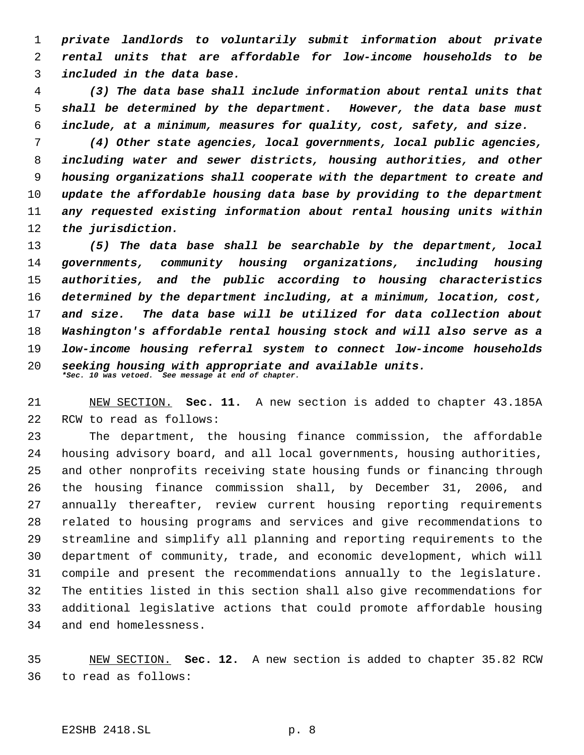*private landlords to voluntarily submit information about private rental units that are affordable for low-income households to be included in the data base.*

*(3) The data base shall include information about rental units that shall be determined by the department. However, the data base must include, at a minimum, measures for quality, cost, safety, and size.*

*(4) Other state agencies, local governments, local public agencies, including water and sewer districts, housing authorities, and other housing organizations shall cooperate with the department to create and update the affordable housing data base by providing to the department any requested existing information about rental housing units within the jurisdiction.*

*(5) The data base shall be searchable by the department, local governments, community housing organizations, including housing authorities, and the public according to housing characteristics determined by the department including, at a minimum, location, cost, and size. The data base will be utilized for data collection about Washington's affordable rental housing stock and will also serve as a low-income housing referral system to connect low-income households seeking housing with appropriate and available units.*

*\*Sec. 10 was vetoed. See message at end of chapter.*

NEW SECTION. **Sec. 11.** A new section is added to chapter 43.185A RCW to read as follows:

The department, the housing finance commission, the affordable housing advisory board, and all local governments, housing authorities, and other nonprofits receiving state housing funds or financing through the housing finance commission shall, by December 31, 2006, and annually thereafter, review current housing reporting requirements related to housing programs and services and give recommendations to streamline and simplify all planning and reporting requirements to the department of community, trade, and economic development, which will compile and present the recommendations annually to the legislature. The entities listed in this section shall also give recommendations for additional legislative actions that could promote affordable housing and end homelessness.

NEW SECTION. **Sec. 12.** A new section is added to chapter 35.82 RCW to read as follows: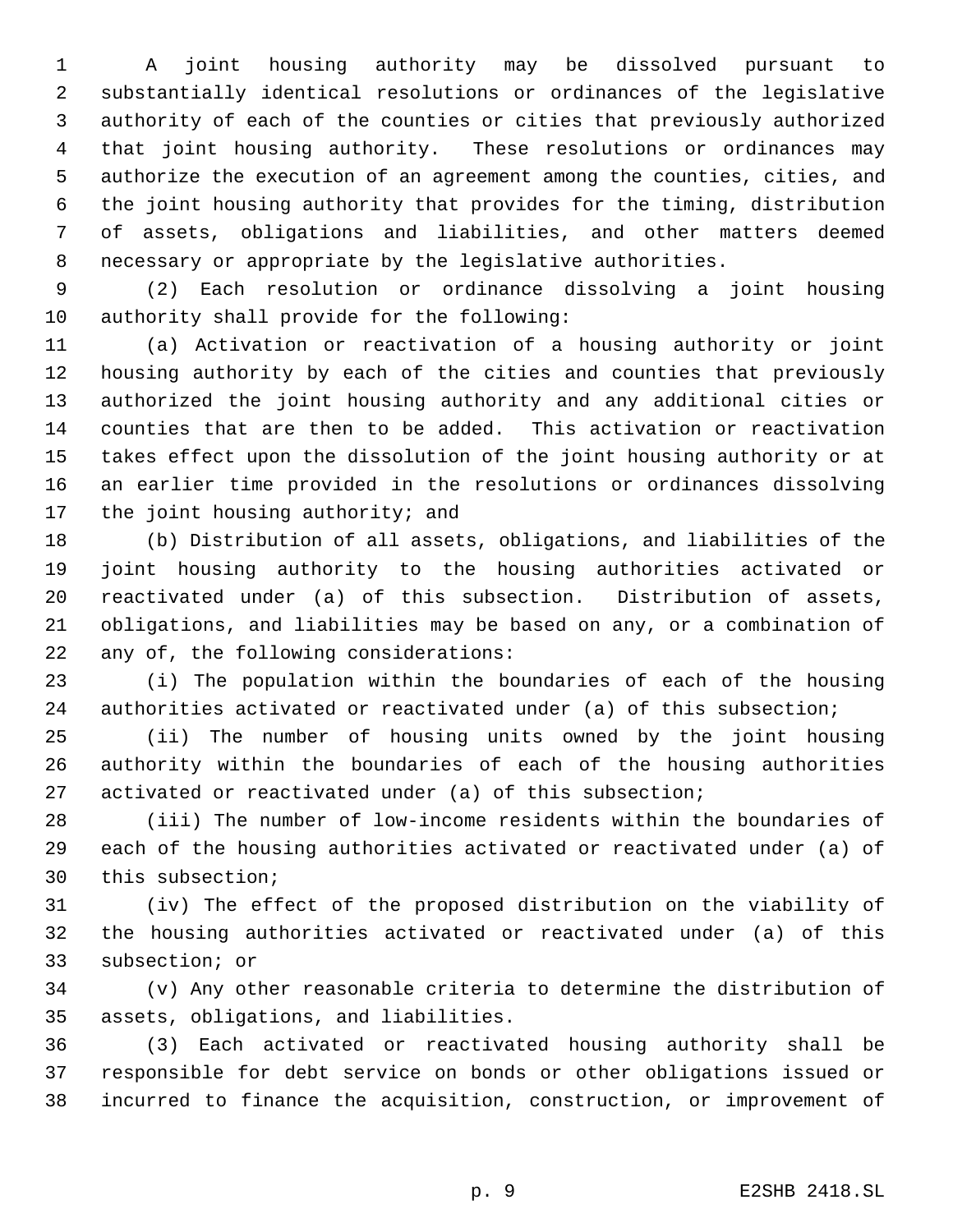A joint housing authority may be dissolved pursuant to substantially identical resolutions or ordinances of the legislative authority of each of the counties or cities that previously authorized that joint housing authority. These resolutions or ordinances may authorize the execution of an agreement among the counties, cities, and the joint housing authority that provides for the timing, distribution of assets, obligations and liabilities, and other matters deemed necessary or appropriate by the legislative authorities.

(2) Each resolution or ordinance dissolving a joint housing authority shall provide for the following:

(a) Activation or reactivation of a housing authority or joint housing authority by each of the cities and counties that previously authorized the joint housing authority and any additional cities or counties that are then to be added. This activation or reactivation takes effect upon the dissolution of the joint housing authority or at an earlier time provided in the resolutions or ordinances dissolving the joint housing authority; and

(b) Distribution of all assets, obligations, and liabilities of the joint housing authority to the housing authorities activated or reactivated under (a) of this subsection. Distribution of assets, obligations, and liabilities may be based on any, or a combination of any of, the following considerations:

(i) The population within the boundaries of each of the housing authorities activated or reactivated under (a) of this subsection;

(ii) The number of housing units owned by the joint housing authority within the boundaries of each of the housing authorities activated or reactivated under (a) of this subsection;

(iii) The number of low-income residents within the boundaries of each of the housing authorities activated or reactivated under (a) of this subsection;

(iv) The effect of the proposed distribution on the viability of the housing authorities activated or reactivated under (a) of this subsection; or

(v) Any other reasonable criteria to determine the distribution of assets, obligations, and liabilities.

(3) Each activated or reactivated housing authority shall be responsible for debt service on bonds or other obligations issued or incurred to finance the acquisition, construction, or improvement of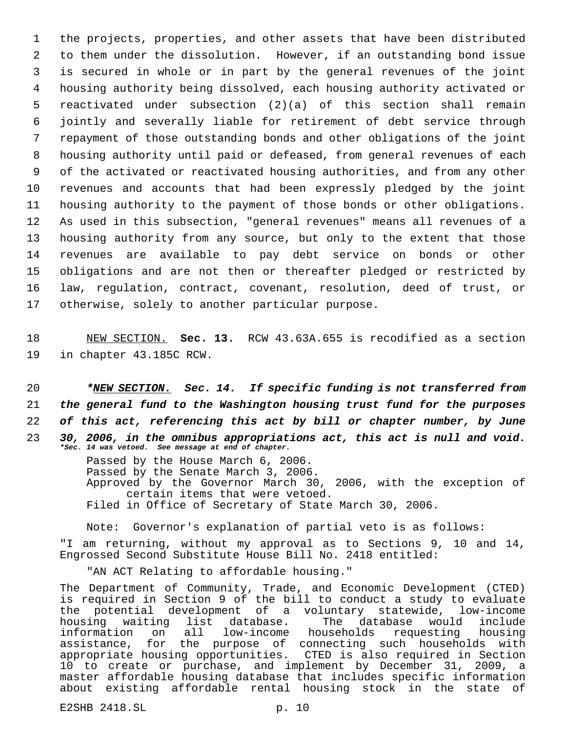the projects, properties, and other assets that have been distributed to them under the dissolution. However, if an outstanding bond issue is secured in whole or in part by the general revenues of the joint housing authority being dissolved, each housing authority activated or reactivated under subsection (2)(a) of this section shall remain jointly and severally liable for retirement of debt service through repayment of those outstanding bonds and other obligations of the joint housing authority until paid or defeased, from general revenues of each of the activated or reactivated housing authorities, and from any other revenues and accounts that had been expressly pledged by the joint housing authority to the payment of those bonds or other obligations. As used in this subsection, "general revenues" means all revenues of a housing authority from any source, but only to the extent that those revenues are available to pay debt service on bonds or other obligations and are not then or thereafter pledged or restricted by law, regulation, contract, covenant, resolution, deed of trust, or otherwise, solely to another particular purpose.

NEW SECTION. **Sec. 13.** RCW 43.63A.655 is recodified as a section in chapter 43.185C RCW.

***NEW SECTION. Sec. 14. If specific funding is not transferred from the general fund to the Washington housing trust fund for the purposes of this act, referencing this act by bill or chapter number, by June 30, 2006, in the omnibus appropriations act, this act is null and void.**

***Sec. 14 was vetoed. See message at end of chapter.***

Passed by the House March 6, 2006.
Passed by the Senate March 3, 2006.
Approved by the Governor March 30, 2006, with the exception of certain items that were vetoed.
Filed in Office of Secretary of State March 30, 2006.

Note: Governor's explanation of partial veto is as follows:

"I am returning, without my approval as to Sections 9, 10 and 14, Engrossed Second Substitute House Bill No. 2418 entitled:

"AN ACT Relating to affordable housing."

The Department of Community, Trade, and Economic Development (CTED) is required in Section 9 of the bill to conduct a study to evaluate the potential development of a voluntary statewide, low-income housing waiting list database. The database would include information on all low-income households requesting housing assistance, for the purpose of connecting such households with appropriate housing opportunities. CTED is also required in Section 10 to create or purchase, and implement by December 31, 2009, a master affordable housing database that includes specific information about existing affordable rental housing stock in the state of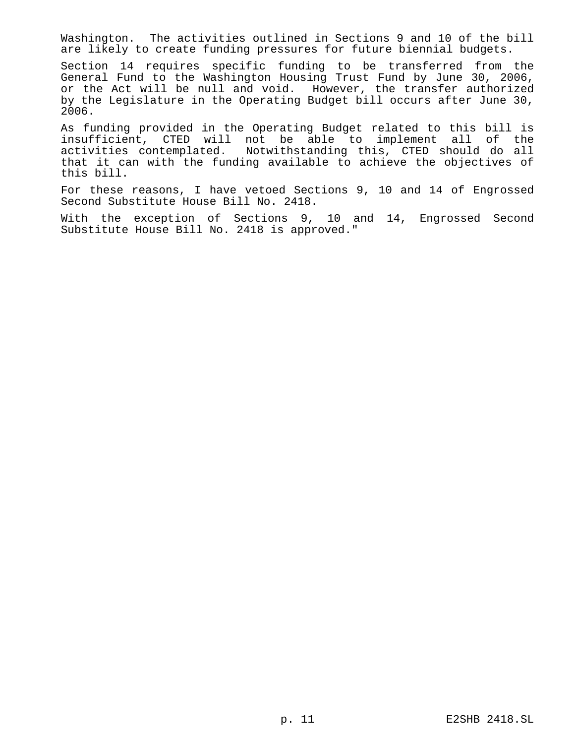Washington. The activities outlined in Sections 9 and 10 of the bill are likely to create funding pressures for future biennial budgets.

Section 14 requires specific funding to be transferred from the General Fund to the Washington Housing Trust Fund by June 30, 2006, or the Act will be null and void. However, the transfer authorized by the Legislature in the Operating Budget bill occurs after June 30, 2006.

As funding provided in the Operating Budget related to this bill is insufficient, CTED will not be able to implement all of the activities contemplated. Notwithstanding this, CTED should do all that it can with the funding available to achieve the objectives of this bill.

For these reasons, I have vetoed Sections 9, 10 and 14 of Engrossed Second Substitute House Bill No. 2418.

With the exception of Sections 9, 10 and 14, Engrossed Second Substitute House Bill No. 2418 is approved."